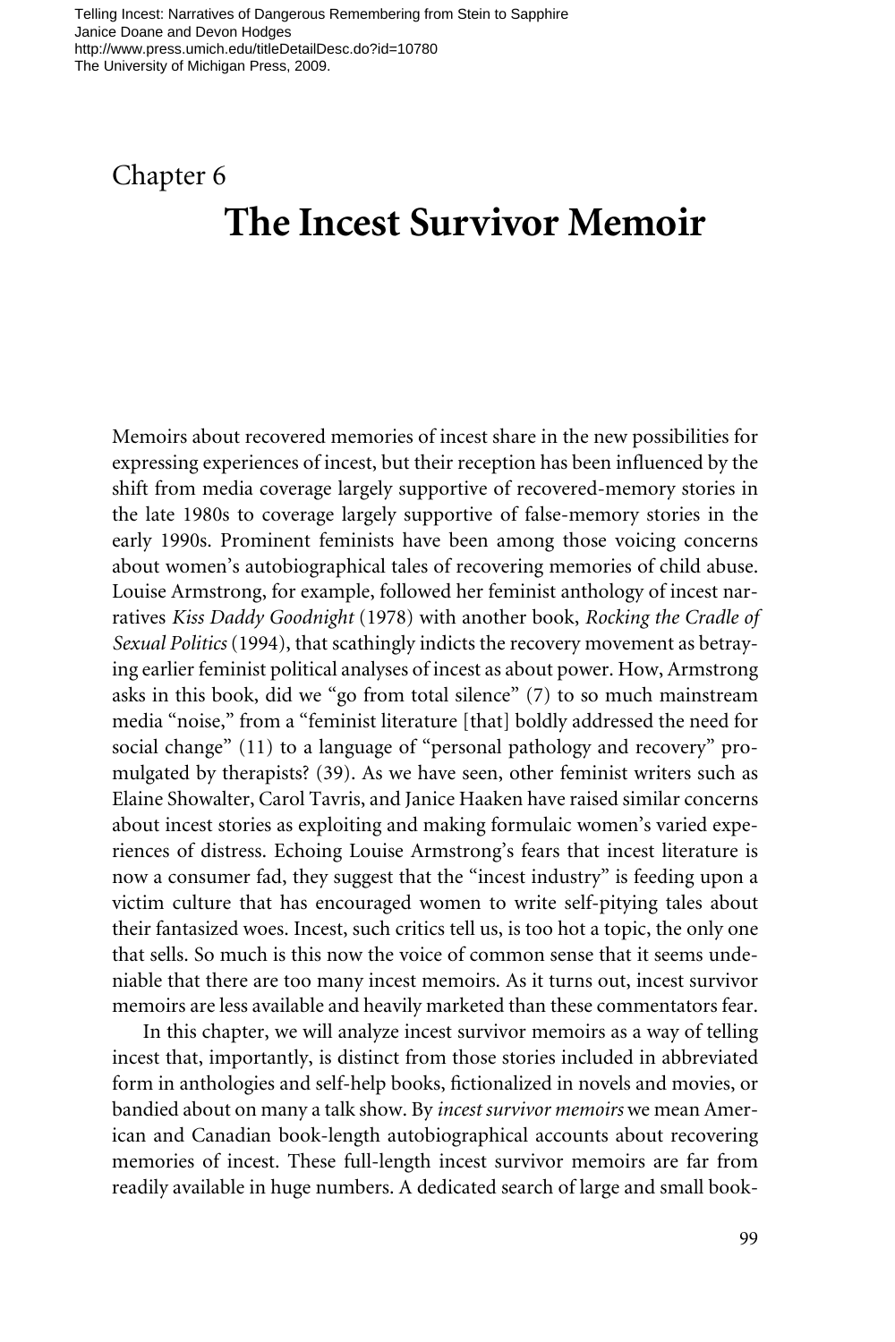Telling Incest: Narratives of Dangerous Remembering from Stein to Sapphire
Janice Doane and Devon Hodges
http://www.press.umich.edu/titleDetailDesc.do?id=10780
The University of Michigan Press, 2009.

Chapter 6

# The Incest Survivor Memoir

Memoirs about recovered memories of incest share in the new possibilities for expressing experiences of incest, but their reception has been influenced by the shift from media coverage largely supportive of recovered-memory stories in the late 1980s to coverage largely supportive of false-memory stories in the early 1990s. Prominent feminists have been among those voicing concerns about women's autobiographical tales of recovering memories of child abuse. Louise Armstrong, for example, followed her feminist anthology of incest narratives *Kiss Daddy Goodnight* (1978) with another book, *Rocking the Cradle of Sexual Politics* (1994), that scathingly indicts the recovery movement as betraying earlier feminist political analyses of incest as about power. How, Armstrong asks in this book, did we "go from total silence" (7) to so much mainstream media "noise," from a "feminist literature [that] boldly addressed the need for social change" (11) to a language of "personal pathology and recovery" promulgated by therapists? (39). As we have seen, other feminist writers such as Elaine Showalter, Carol Tavris, and Janice Haaken have raised similar concerns about incest stories as exploiting and making formulaic women's varied experiences of distress. Echoing Louise Armstrong's fears that incest literature is now a consumer fad, they suggest that the "incest industry" is feeding upon a victim culture that has encouraged women to write self-pitying tales about their fantasized woes. Incest, such critics tell us, is too hot a topic, the only one that sells. So much is this now the voice of common sense that it seems undeniable that there are too many incest memoirs. As it turns out, incest survivor memoirs are less available and heavily marketed than these commentators fear.

In this chapter, we will analyze incest survivor memoirs as a way of telling incest that, importantly, is distinct from those stories included in abbreviated form in anthologies and self-help books, fictionalized in novels and movies, or bandied about on many a talk show. By *incest survivor memoirs* we mean American and Canadian book-length autobiographical accounts about recovering memories of incest. These full-length incest survivor memoirs are far from readily available in huge numbers. A dedicated search of large and small book-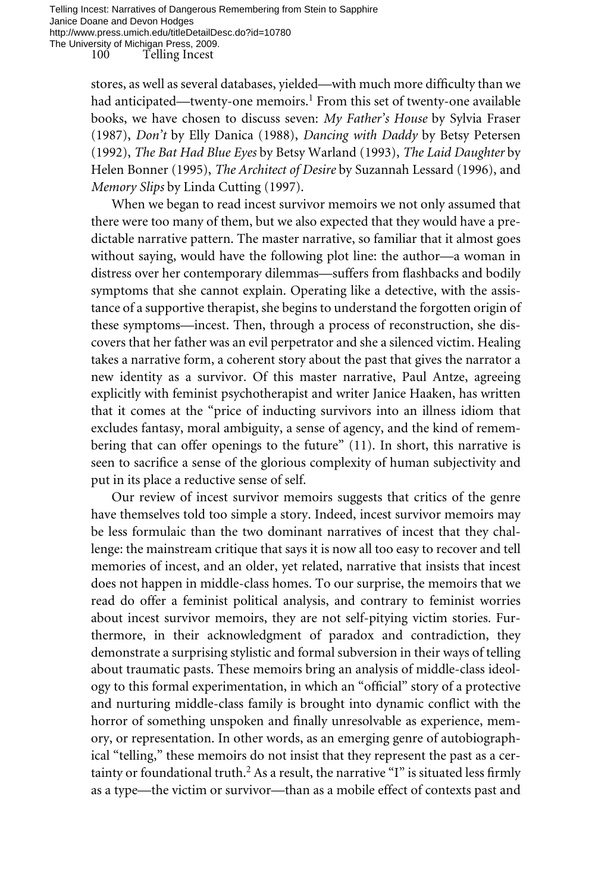stores, as well as several databases, yielded—with much more difficulty than we had anticipated—twenty-one memoirs.[1] From this set of twenty-one available books, we have chosen to discuss seven: *My Father's House* by Sylvia Fraser (1987), *Don't* by Elly Danica (1988), *Dancing with Daddy* by Betsy Petersen (1992), *The Bat Had Blue Eyes* by Betsy Warland (1993), *The Laid Daughter* by Helen Bonner (1995), *The Architect of Desire* by Suzannah Lessard (1996), and *Memory Slips* by Linda Cutting (1997).

When we began to read incest survivor memoirs we not only assumed that there were too many of them, but we also expected that they would have a predictable narrative pattern. The master narrative, so familiar that it almost goes without saying, would have the following plot line: the author—a woman in distress over her contemporary dilemmas—suffers from flashbacks and bodily symptoms that she cannot explain. Operating like a detective, with the assistance of a supportive therapist, she begins to understand the forgotten origin of these symptoms—incest. Then, through a process of reconstruction, she discovers that her father was an evil perpetrator and she a silenced victim. Healing takes a narrative form, a coherent story about the past that gives the narrator a new identity as a survivor. Of this master narrative, Paul Antze, agreeing explicitly with feminist psychotherapist and writer Janice Haaken, has written that it comes at the "price of inducting survivors into an illness idiom that excludes fantasy, moral ambiguity, a sense of agency, and the kind of remembering that can offer openings to the future" (11). In short, this narrative is seen to sacrifice a sense of the glorious complexity of human subjectivity and put in its place a reductive sense of self.

Our review of incest survivor memoirs suggests that critics of the genre have themselves told too simple a story. Indeed, incest survivor memoirs may be less formulaic than the two dominant narratives of incest that they challenge: the mainstream critique that says it is now all too easy to recover and tell memories of incest, and an older, yet related, narrative that insists that incest does not happen in middle-class homes. To our surprise, the memoirs that we read do offer a feminist political analysis, and contrary to feminist worries about incest survivor memoirs, they are not self-pitying victim stories. Furthermore, in their acknowledgment of paradox and contradiction, they demonstrate a surprising stylistic and formal subversion in their ways of telling about traumatic pasts. These memoirs bring an analysis of middle-class ideology to this formal experimentation, in which an "official" story of a protective and nurturing middle-class family is brought into dynamic conflict with the horror of something unspoken and finally unresolvable as experience, memory, or representation. In other words, as an emerging genre of autobiographical "telling," these memoirs do not insist that they represent the past as a certainty or foundational truth.[2] As a result, the narrative "I" is situated less firmly as a type—the victim or survivor—than as a mobile effect of contexts past and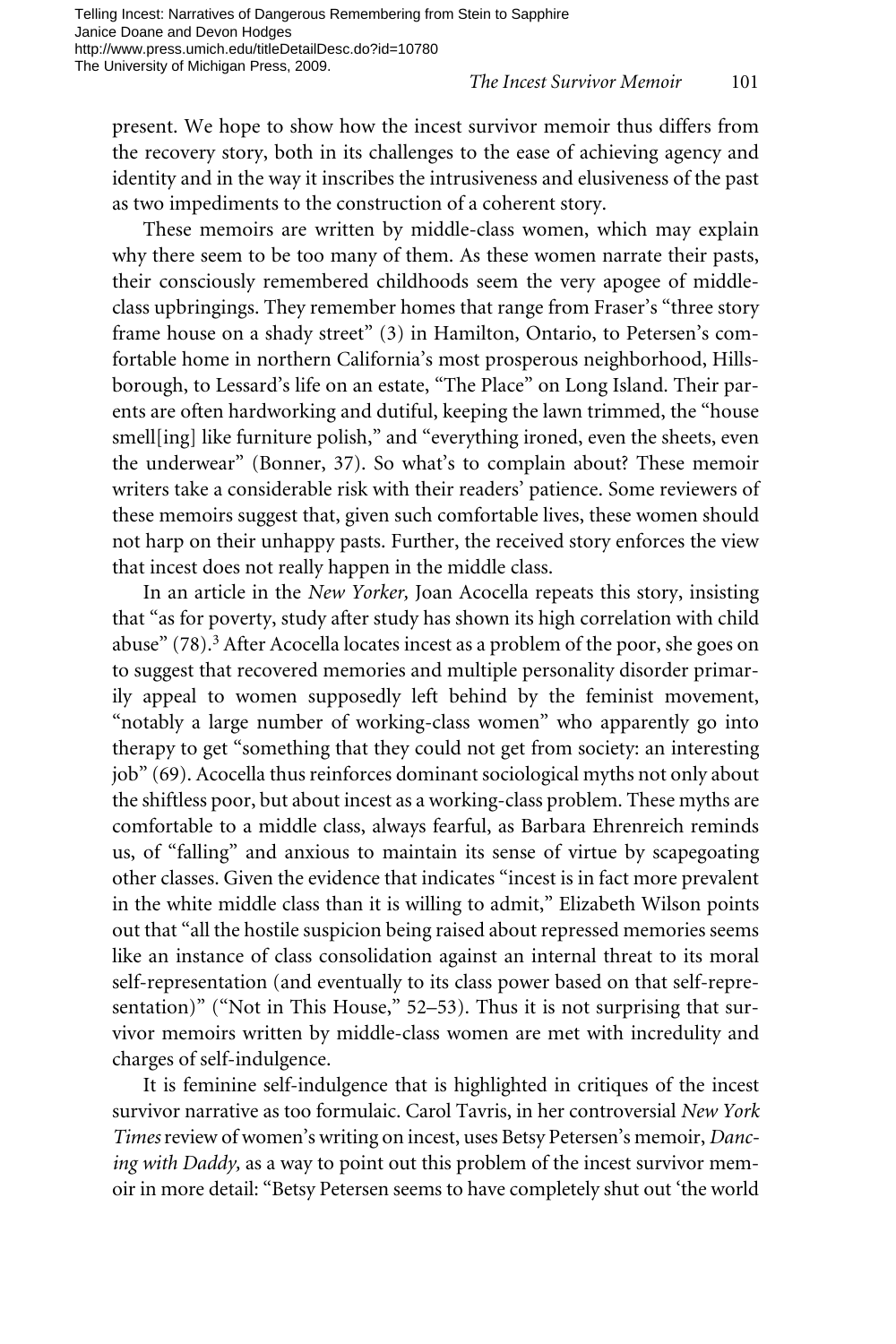present. We hope to show how the incest survivor memoir thus differs from the recovery story, both in its challenges to the ease of achieving agency and identity and in the way it inscribes the intrusiveness and elusiveness of the past as two impediments to the construction of a coherent story.

These memoirs are written by middle-class women, which may explain why there seem to be too many of them. As these women narrate their pasts, their consciously remembered childhoods seem the very apogee of middle-class upbringings. They remember homes that range from Fraser's "three story frame house on a shady street" (3) in Hamilton, Ontario, to Petersen's comfortable home in northern California's most prosperous neighborhood, Hillsborough, to Lessard's life on an estate, "The Place" on Long Island. Their parents are often hardworking and dutiful, keeping the lawn trimmed, the "house smell[ing] like furniture polish," and "everything ironed, even the sheets, even the underwear" (Bonner, 37). So what's to complain about? These memoir writers take a considerable risk with their readers' patience. Some reviewers of these memoirs suggest that, given such comfortable lives, these women should not harp on their unhappy pasts. Further, the received story enforces the view that incest does not really happen in the middle class.

In an article in the *New Yorker,* Joan Acocella repeats this story, insisting that "as for poverty, study after study has shown its high correlation with child abuse" (78).[3] After Acocella locates incest as a problem of the poor, she goes on to suggest that recovered memories and multiple personality disorder primarily appeal to women supposedly left behind by the feminist movement, "notably a large number of working-class women" who apparently go into therapy to get "something that they could not get from society: an interesting job" (69). Acocella thus reinforces dominant sociological myths not only about the shiftless poor, but about incest as a working-class problem. These myths are comfortable to a middle class, always fearful, as Barbara Ehrenreich reminds us, of "falling" and anxious to maintain its sense of virtue by scapegoating other classes. Given the evidence that indicates "incest is in fact more prevalent in the white middle class than it is willing to admit," Elizabeth Wilson points out that "all the hostile suspicion being raised about repressed memories seems like an instance of class consolidation against an internal threat to its moral self-representation (and eventually to its class power based on that self-representation)" ("Not in This House," 52–53). Thus it is not surprising that survivor memoirs written by middle-class women are met with incredulity and charges of self-indulgence.

It is feminine self-indulgence that is highlighted in critiques of the incest survivor narrative as too formulaic. Carol Tavris, in her controversial *New York Times* review of women's writing on incest, uses Betsy Petersen's memoir, *Dancing with Daddy,* as a way to point out this problem of the incest survivor memoir in more detail: "Betsy Petersen seems to have completely shut out 'the world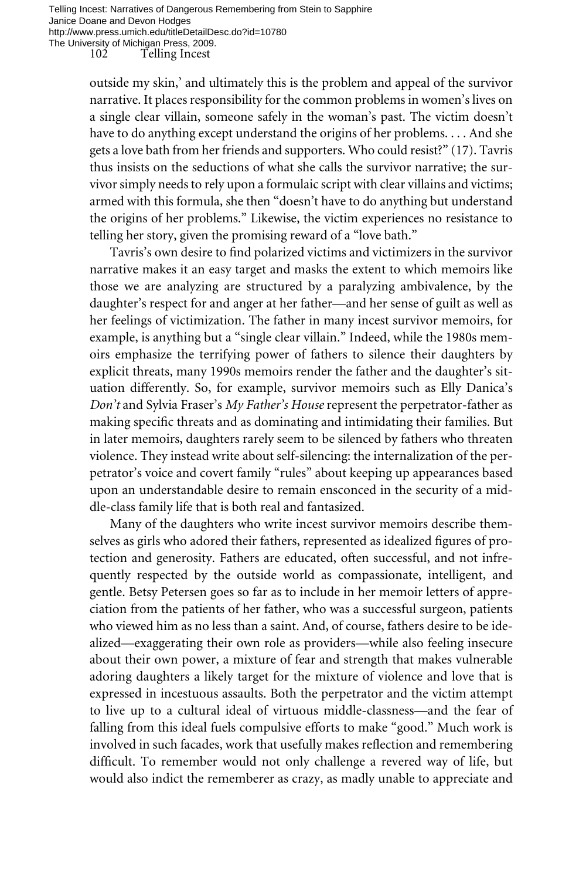outside my skin,' and ultimately this is the problem and appeal of the survivor narrative. It places responsibility for the common problems in women's lives on a single clear villain, someone safely in the woman's past. The victim doesn't have to do anything except understand the origins of her problems. . . . And she gets a love bath from her friends and supporters. Who could resist?" (17). Tavris thus insists on the seductions of what she calls the survivor narrative; the survivor simply needs to rely upon a formulaic script with clear villains and victims; armed with this formula, she then "doesn't have to do anything but understand the origins of her problems." Likewise, the victim experiences no resistance to telling her story, given the promising reward of a "love bath."

Tavris's own desire to find polarized victims and victimizers in the survivor narrative makes it an easy target and masks the extent to which memoirs like those we are analyzing are structured by a paralyzing ambivalence, by the daughter's respect for and anger at her father—and her sense of guilt as well as her feelings of victimization. The father in many incest survivor memoirs, for example, is anything but a "single clear villain." Indeed, while the 1980s memoirs emphasize the terrifying power of fathers to silence their daughters by explicit threats, many 1990s memoirs render the father and the daughter's situation differently. So, for example, survivor memoirs such as Elly Danica's *Don't* and Sylvia Fraser's *My Father's House* represent the perpetrator-father as making specific threats and as dominating and intimidating their families. But in later memoirs, daughters rarely seem to be silenced by fathers who threaten violence. They instead write about self-silencing: the internalization of the perpetrator's voice and covert family "rules" about keeping up appearances based upon an understandable desire to remain ensconced in the security of a middle-class family life that is both real and fantasized.

Many of the daughters who write incest survivor memoirs describe themselves as girls who adored their fathers, represented as idealized figures of protection and generosity. Fathers are educated, often successful, and not infrequently respected by the outside world as compassionate, intelligent, and gentle. Betsy Petersen goes so far as to include in her memoir letters of appreciation from the patients of her father, who was a successful surgeon, patients who viewed him as no less than a saint. And, of course, fathers desire to be idealized—exaggerating their own role as providers—while also feeling insecure about their own power, a mixture of fear and strength that makes vulnerable adoring daughters a likely target for the mixture of violence and love that is expressed in incestuous assaults. Both the perpetrator and the victim attempt to live up to a cultural ideal of virtuous middle-classness—and the fear of falling from this ideal fuels compulsive efforts to make "good." Much work is involved in such facades, work that usefully makes reflection and remembering difficult. To remember would not only challenge a revered way of life, but would also indict the rememberer as crazy, as madly unable to appreciate and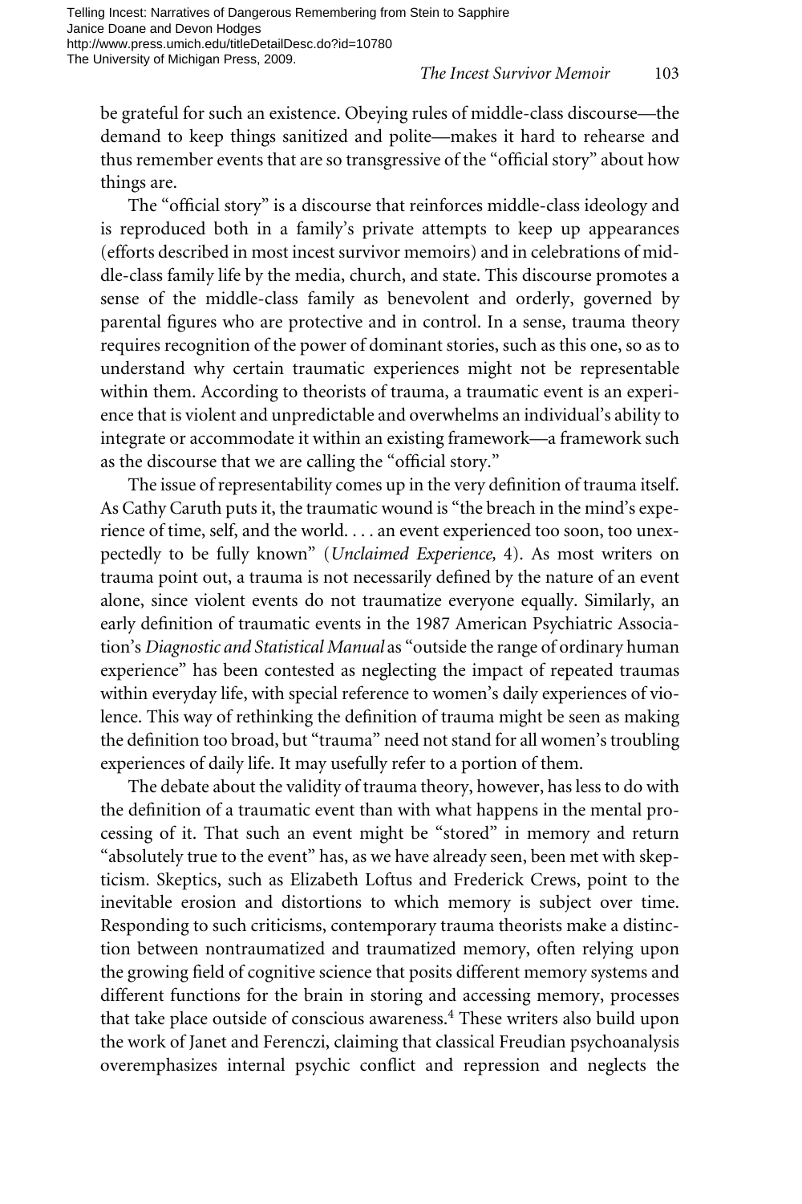be grateful for such an existence. Obeying rules of middle-class discourse—the demand to keep things sanitized and polite—makes it hard to rehearse and thus remember events that are so transgressive of the "official story" about how things are.

The "official story" is a discourse that reinforces middle-class ideology and is reproduced both in a family's private attempts to keep up appearances (efforts described in most incest survivor memoirs) and in celebrations of middle-class family life by the media, church, and state. This discourse promotes a sense of the middle-class family as benevolent and orderly, governed by parental figures who are protective and in control. In a sense, trauma theory requires recognition of the power of dominant stories, such as this one, so as to understand why certain traumatic experiences might not be representable within them. According to theorists of trauma, a traumatic event is an experience that is violent and unpredictable and overwhelms an individual's ability to integrate or accommodate it within an existing framework—a framework such as the discourse that we are calling the "official story."

The issue of representability comes up in the very definition of trauma itself. As Cathy Caruth puts it, the traumatic wound is "the breach in the mind's experience of time, self, and the world. . . . an event experienced too soon, too unexpectedly to be fully known" (*Unclaimed Experience,* 4). As most writers on trauma point out, a trauma is not necessarily defined by the nature of an event alone, since violent events do not traumatize everyone equally. Similarly, an early definition of traumatic events in the 1987 American Psychiatric Association's *Diagnostic and Statistical Manual* as "outside the range of ordinary human experience" has been contested as neglecting the impact of repeated traumas within everyday life, with special reference to women's daily experiences of violence. This way of rethinking the definition of trauma might be seen as making the definition too broad, but "trauma" need not stand for all women's troubling experiences of daily life. It may usefully refer to a portion of them.

The debate about the validity of trauma theory, however, has less to do with the definition of a traumatic event than with what happens in the mental processing of it. That such an event might be "stored" in memory and return "absolutely true to the event" has, as we have already seen, been met with skepticism. Skeptics, such as Elizabeth Loftus and Frederick Crews, point to the inevitable erosion and distortions to which memory is subject over time. Responding to such criticisms, contemporary trauma theorists make a distinction between nontraumatized and traumatized memory, often relying upon the growing field of cognitive science that posits different memory systems and different functions for the brain in storing and accessing memory, processes that take place outside of conscious awareness.[4] These writers also build upon the work of Janet and Ferenczi, claiming that classical Freudian psychoanalysis overemphasizes internal psychic conflict and repression and neglects the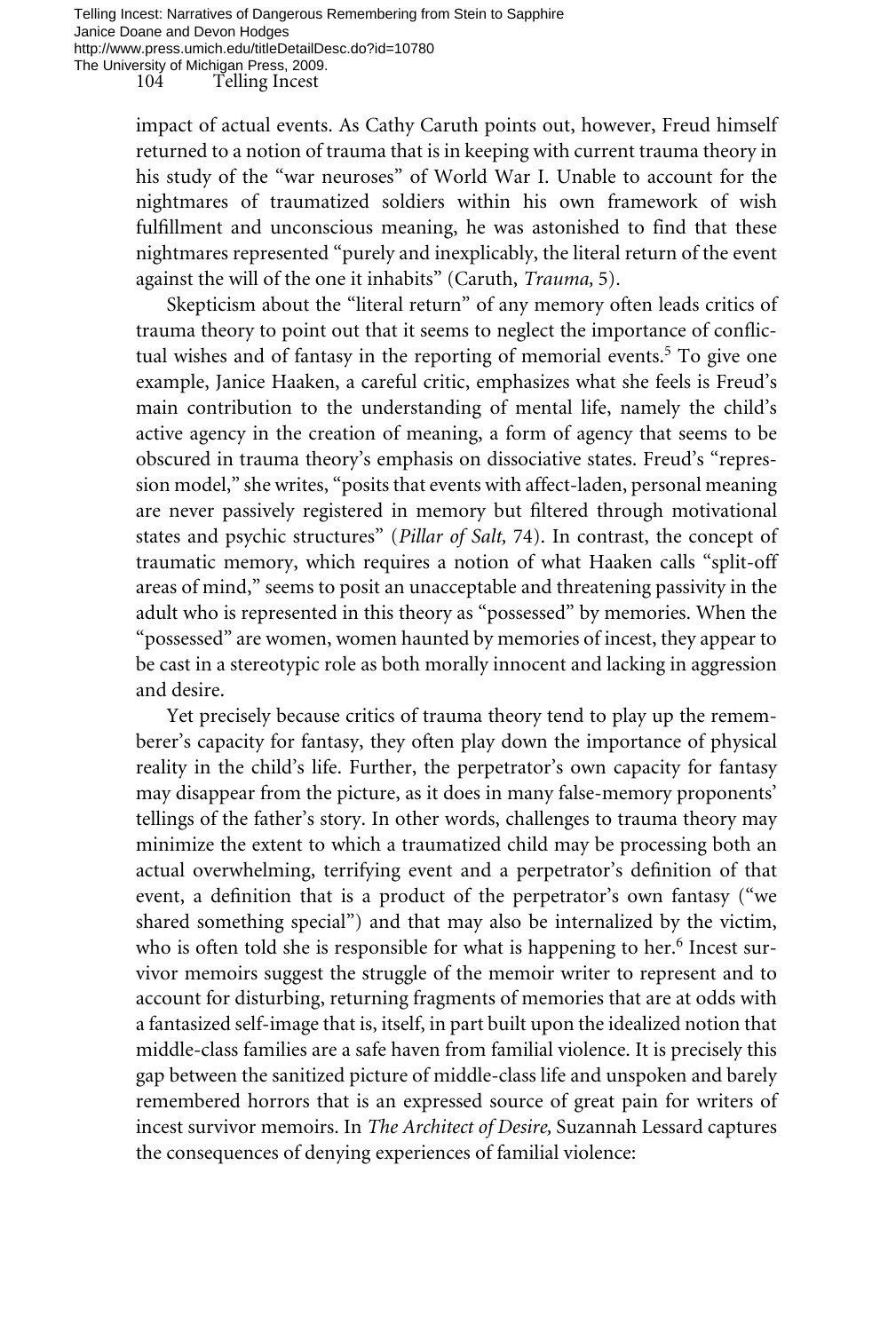impact of actual events. As Cathy Caruth points out, however, Freud himself returned to a notion of trauma that is in keeping with current trauma theory in his study of the "war neuroses" of World War I. Unable to account for the nightmares of traumatized soldiers within his own framework of wish fulfillment and unconscious meaning, he was astonished to find that these nightmares represented "purely and inexplicably, the literal return of the event against the will of the one it inhabits" (Caruth, *Trauma,* 5).

Skepticism about the "literal return" of any memory often leads critics of trauma theory to point out that it seems to neglect the importance of conflictual wishes and of fantasy in the reporting of memorial events.[5] To give one example, Janice Haaken, a careful critic, emphasizes what she feels is Freud's main contribution to the understanding of mental life, namely the child's active agency in the creation of meaning, a form of agency that seems to be obscured in trauma theory's emphasis on dissociative states. Freud's "repression model," she writes, "posits that events with affect-laden, personal meaning are never passively registered in memory but filtered through motivational states and psychic structures" (*Pillar of Salt,* 74). In contrast, the concept of traumatic memory, which requires a notion of what Haaken calls "split-off areas of mind," seems to posit an unacceptable and threatening passivity in the adult who is represented in this theory as "possessed" by memories. When the "possessed" are women, women haunted by memories of incest, they appear to be cast in a stereotypic role as both morally innocent and lacking in aggression and desire.

Yet precisely because critics of trauma theory tend to play up the rememberer's capacity for fantasy, they often play down the importance of physical reality in the child's life. Further, the perpetrator's own capacity for fantasy may disappear from the picture, as it does in many false-memory proponents' tellings of the father's story. In other words, challenges to trauma theory may minimize the extent to which a traumatized child may be processing both an actual overwhelming, terrifying event and a perpetrator's definition of that event, a definition that is a product of the perpetrator's own fantasy ("we shared something special") and that may also be internalized by the victim, who is often told she is responsible for what is happening to her.[6] Incest survivor memoirs suggest the struggle of the memoir writer to represent and to account for disturbing, returning fragments of memories that are at odds with a fantasized self-image that is, itself, in part built upon the idealized notion that middle-class families are a safe haven from familial violence. It is precisely this gap between the sanitized picture of middle-class life and unspoken and barely remembered horrors that is an expressed source of great pain for writers of incest survivor memoirs. In *The Architect of Desire,* Suzannah Lessard captures the consequences of denying experiences of familial violence: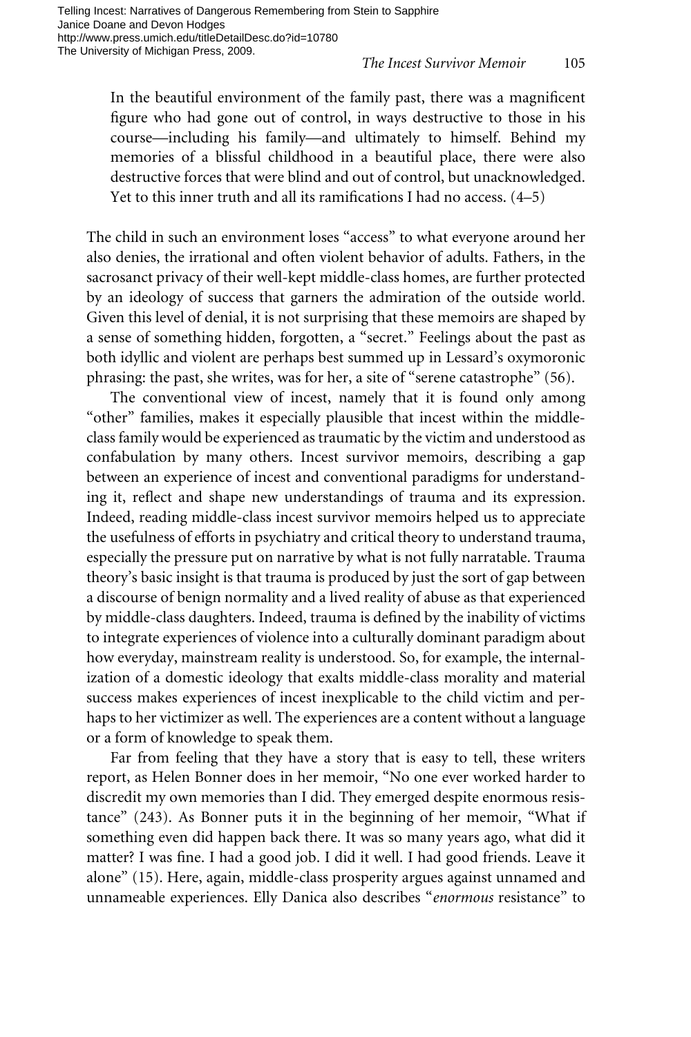> In the beautiful environment of the family past, there was a magnificent figure who had gone out of control, in ways destructive to those in his course—including his family—and ultimately to himself. Behind my memories of a blissful childhood in a beautiful place, there were also destructive forces that were blind and out of control, but unacknowledged. Yet to this inner truth and all its ramifications I had no access. (4–5)

The child in such an environment loses "access" to what everyone around her also denies, the irrational and often violent behavior of adults. Fathers, in the sacrosanct privacy of their well-kept middle-class homes, are further protected by an ideology of success that garners the admiration of the outside world. Given this level of denial, it is not surprising that these memoirs are shaped by a sense of something hidden, forgotten, a "secret." Feelings about the past as both idyllic and violent are perhaps best summed up in Lessard's oxymoronic phrasing: the past, she writes, was for her, a site of "serene catastrophe" (56).

The conventional view of incest, namely that it is found only among "other" families, makes it especially plausible that incest within the middle-class family would be experienced as traumatic by the victim and understood as confabulation by many others. Incest survivor memoirs, describing a gap between an experience of incest and conventional paradigms for understanding it, reflect and shape new understandings of trauma and its expression. Indeed, reading middle-class incest survivor memoirs helped us to appreciate the usefulness of efforts in psychiatry and critical theory to understand trauma, especially the pressure put on narrative by what is not fully narratable. Trauma theory's basic insight is that trauma is produced by just the sort of gap between a discourse of benign normality and a lived reality of abuse as that experienced by middle-class daughters. Indeed, trauma is defined by the inability of victims to integrate experiences of violence into a culturally dominant paradigm about how everyday, mainstream reality is understood. So, for example, the internalization of a domestic ideology that exalts middle-class morality and material success makes experiences of incest inexplicable to the child victim and perhaps to her victimizer as well. The experiences are a content without a language or a form of knowledge to speak them.

Far from feeling that they have a story that is easy to tell, these writers report, as Helen Bonner does in her memoir, "No one ever worked harder to discredit my own memories than I did. They emerged despite enormous resistance" (243). As Bonner puts it in the beginning of her memoir, "What if something even did happen back there. It was so many years ago, what did it matter? I was fine. I had a good job. I did it well. I had good friends. Leave it alone" (15). Here, again, middle-class prosperity argues against unnamed and unnameable experiences. Elly Danica also describes "*enormous* resistance" to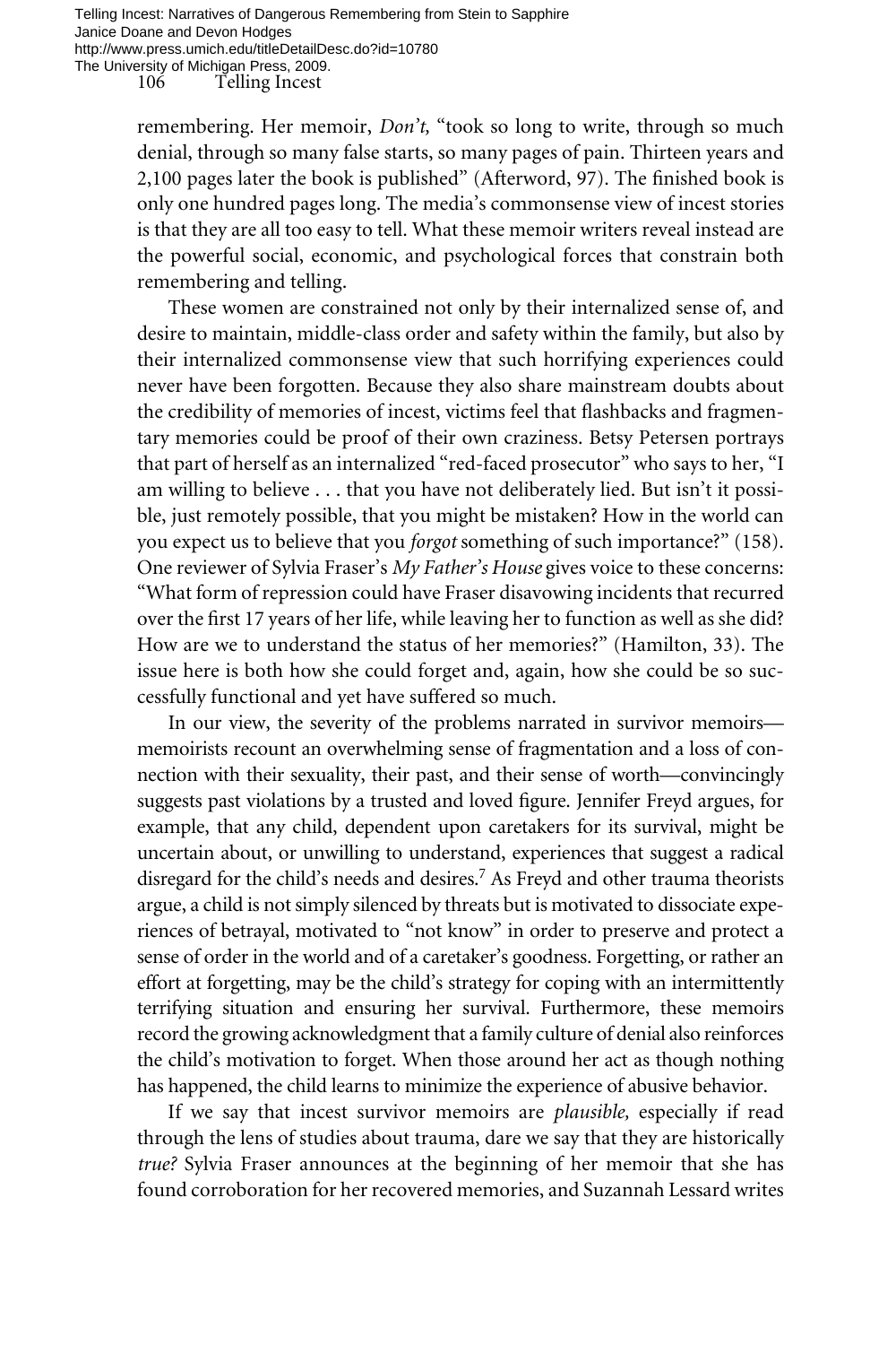remembering. Her memoir, *Don't,* "took so long to write, through so much denial, through so many false starts, so many pages of pain. Thirteen years and 2,100 pages later the book is published" (Afterword, 97). The finished book is only one hundred pages long. The media's commonsense view of incest stories is that they are all too easy to tell. What these memoir writers reveal instead are the powerful social, economic, and psychological forces that constrain both remembering and telling.

These women are constrained not only by their internalized sense of, and desire to maintain, middle-class order and safety within the family, but also by their internalized commonsense view that such horrifying experiences could never have been forgotten. Because they also share mainstream doubts about the credibility of memories of incest, victims feel that flashbacks and fragmentary memories could be proof of their own craziness. Betsy Petersen portrays that part of herself as an internalized "red-faced prosecutor" who says to her, "I am willing to believe . . . that you have not deliberately lied. But isn't it possible, just remotely possible, that you might be mistaken? How in the world can you expect us to believe that you *forgot* something of such importance?" (158). One reviewer of Sylvia Fraser's *My Father's House* gives voice to these concerns: "What form of repression could have Fraser disavowing incidents that recurred over the first 17 years of her life, while leaving her to function as well as she did? How are we to understand the status of her memories?" (Hamilton, 33). The issue here is both how she could forget and, again, how she could be so successfully functional and yet have suffered so much.

In our view, the severity of the problems narrated in survivor memoirs—memoirists recount an overwhelming sense of fragmentation and a loss of connection with their sexuality, their past, and their sense of worth—convincingly suggests past violations by a trusted and loved figure. Jennifer Freyd argues, for example, that any child, dependent upon caretakers for its survival, might be uncertain about, or unwilling to understand, experiences that suggest a radical disregard for the child's needs and desires.[7] As Freyd and other trauma theorists argue, a child is not simply silenced by threats but is motivated to dissociate experiences of betrayal, motivated to "not know" in order to preserve and protect a sense of order in the world and of a caretaker's goodness. Forgetting, or rather an effort at forgetting, may be the child's strategy for coping with an intermittently terrifying situation and ensuring her survival. Furthermore, these memoirs record the growing acknowledgment that a family culture of denial also reinforces the child's motivation to forget. When those around her act as though nothing has happened, the child learns to minimize the experience of abusive behavior.

If we say that incest survivor memoirs are *plausible,* especially if read through the lens of studies about trauma, dare we say that they are historically *true?* Sylvia Fraser announces at the beginning of her memoir that she has found corroboration for her recovered memories, and Suzannah Lessard writes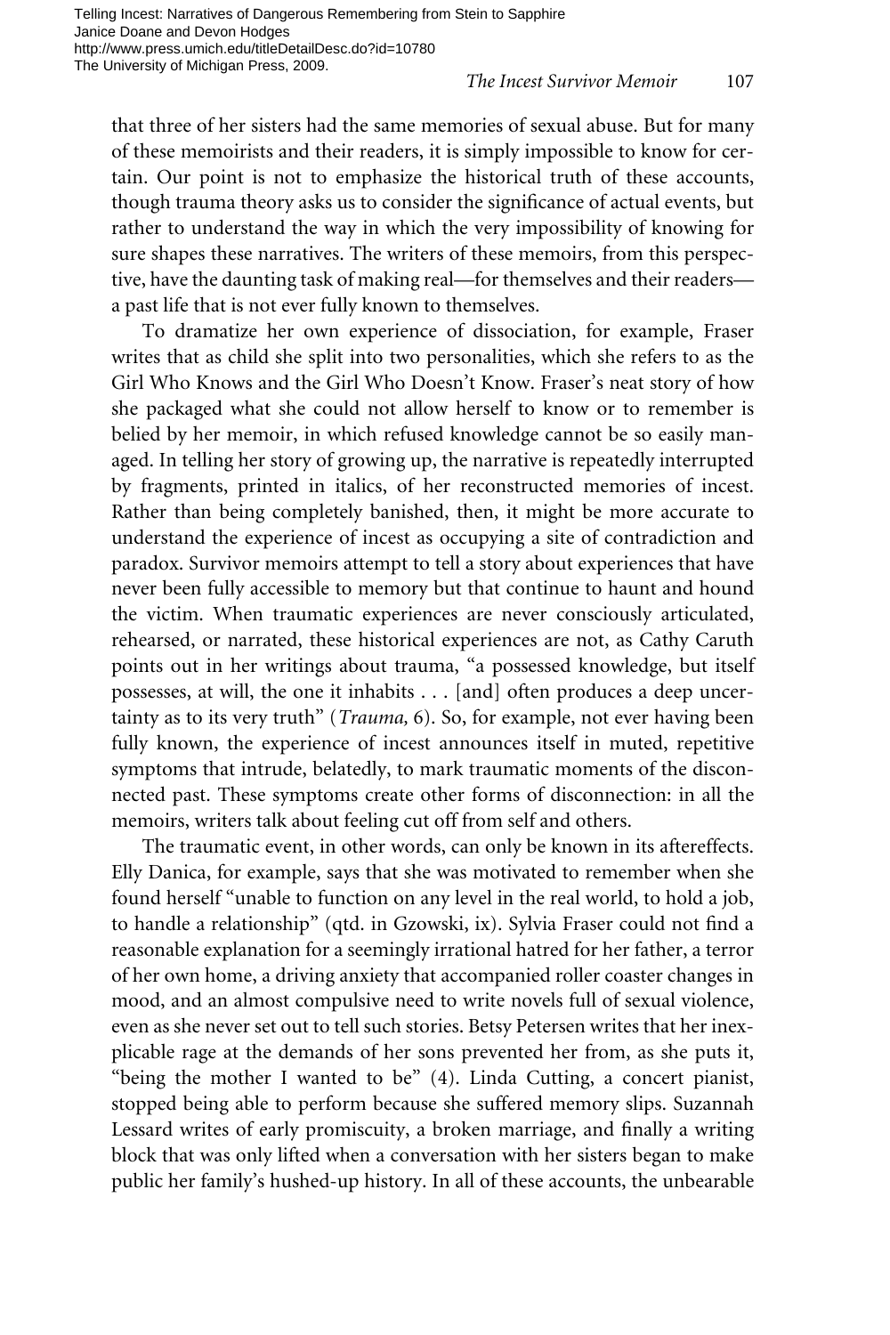that three of her sisters had the same memories of sexual abuse. But for many of these memoirists and their readers, it is simply impossible to know for certain. Our point is not to emphasize the historical truth of these accounts, though trauma theory asks us to consider the significance of actual events, but rather to understand the way in which the very impossibility of knowing for sure shapes these narratives. The writers of these memoirs, from this perspective, have the daunting task of making real—for themselves and their readers—a past life that is not ever fully known to themselves.

To dramatize her own experience of dissociation, for example, Fraser writes that as child she split into two personalities, which she refers to as the Girl Who Knows and the Girl Who Doesn't Know. Fraser's neat story of how she packaged what she could not allow herself to know or to remember is belied by her memoir, in which refused knowledge cannot be so easily managed. In telling her story of growing up, the narrative is repeatedly interrupted by fragments, printed in italics, of her reconstructed memories of incest. Rather than being completely banished, then, it might be more accurate to understand the experience of incest as occupying a site of contradiction and paradox. Survivor memoirs attempt to tell a story about experiences that have never been fully accessible to memory but that continue to haunt and hound the victim. When traumatic experiences are never consciously articulated, rehearsed, or narrated, these historical experiences are not, as Cathy Caruth points out in her writings about trauma, "a possessed knowledge, but itself possesses, at will, the one it inhabits . . . [and] often produces a deep uncertainty as to its very truth" (*Trauma,* 6). So, for example, not ever having been fully known, the experience of incest announces itself in muted, repetitive symptoms that intrude, belatedly, to mark traumatic moments of the disconnected past. These symptoms create other forms of disconnection: in all the memoirs, writers talk about feeling cut off from self and others.

The traumatic event, in other words, can only be known in its aftereffects. Elly Danica, for example, says that she was motivated to remember when she found herself "unable to function on any level in the real world, to hold a job, to handle a relationship" (qtd. in Gzowski, ix). Sylvia Fraser could not find a reasonable explanation for a seemingly irrational hatred for her father, a terror of her own home, a driving anxiety that accompanied roller coaster changes in mood, and an almost compulsive need to write novels full of sexual violence, even as she never set out to tell such stories. Betsy Petersen writes that her inexplicable rage at the demands of her sons prevented her from, as she puts it, "being the mother I wanted to be" (4). Linda Cutting, a concert pianist, stopped being able to perform because she suffered memory slips. Suzannah Lessard writes of early promiscuity, a broken marriage, and finally a writing block that was only lifted when a conversation with her sisters began to make public her family's hushed-up history. In all of these accounts, the unbearable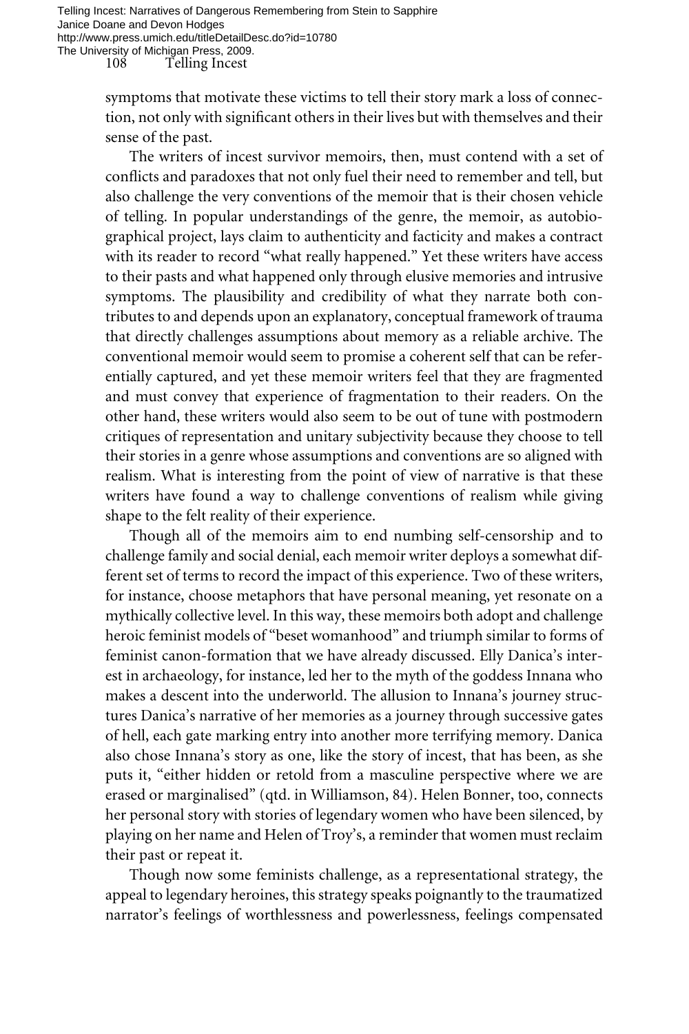symptoms that motivate these victims to tell their story mark a loss of connection, not only with significant others in their lives but with themselves and their sense of the past.

The writers of incest survivor memoirs, then, must contend with a set of conflicts and paradoxes that not only fuel their need to remember and tell, but also challenge the very conventions of the memoir that is their chosen vehicle of telling. In popular understandings of the genre, the memoir, as autobiographical project, lays claim to authenticity and facticity and makes a contract with its reader to record "what really happened." Yet these writers have access to their pasts and what happened only through elusive memories and intrusive symptoms. The plausibility and credibility of what they narrate both contributes to and depends upon an explanatory, conceptual framework of trauma that directly challenges assumptions about memory as a reliable archive. The conventional memoir would seem to promise a coherent self that can be referentially captured, and yet these memoir writers feel that they are fragmented and must convey that experience of fragmentation to their readers. On the other hand, these writers would also seem to be out of tune with postmodern critiques of representation and unitary subjectivity because they choose to tell their stories in a genre whose assumptions and conventions are so aligned with realism. What is interesting from the point of view of narrative is that these writers have found a way to challenge conventions of realism while giving shape to the felt reality of their experience.

Though all of the memoirs aim to end numbing self-censorship and to challenge family and social denial, each memoir writer deploys a somewhat different set of terms to record the impact of this experience. Two of these writers, for instance, choose metaphors that have personal meaning, yet resonate on a mythically collective level. In this way, these memoirs both adopt and challenge heroic feminist models of "beset womanhood" and triumph similar to forms of feminist canon-formation that we have already discussed. Elly Danica's interest in archaeology, for instance, led her to the myth of the goddess Innana who makes a descent into the underworld. The allusion to Innana's journey structures Danica's narrative of her memories as a journey through successive gates of hell, each gate marking entry into another more terrifying memory. Danica also chose Innana's story as one, like the story of incest, that has been, as she puts it, "either hidden or retold from a masculine perspective where we are erased or marginalised" (qtd. in Williamson, 84). Helen Bonner, too, connects her personal story with stories of legendary women who have been silenced, by playing on her name and Helen of Troy's, a reminder that women must reclaim their past or repeat it.

Though now some feminists challenge, as a representational strategy, the appeal to legendary heroines, this strategy speaks poignantly to the traumatized narrator's feelings of worthlessness and powerlessness, feelings compensated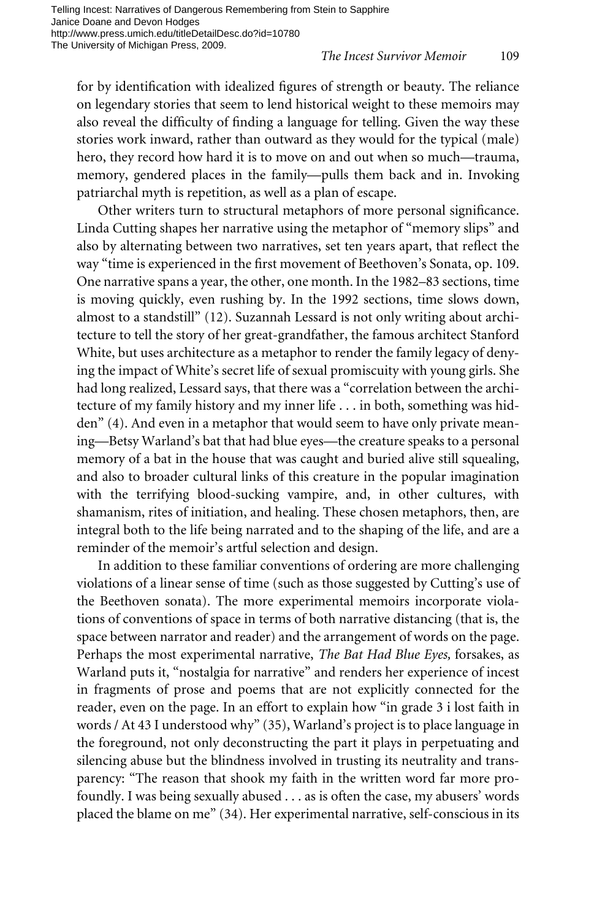for by identification with idealized figures of strength or beauty. The reliance on legendary stories that seem to lend historical weight to these memoirs may also reveal the difficulty of finding a language for telling. Given the way these stories work inward, rather than outward as they would for the typical (male) hero, they record how hard it is to move on and out when so much—trauma, memory, gendered places in the family—pulls them back and in. Invoking patriarchal myth is repetition, as well as a plan of escape.

Other writers turn to structural metaphors of more personal significance. Linda Cutting shapes her narrative using the metaphor of "memory slips" and also by alternating between two narratives, set ten years apart, that reflect the way "time is experienced in the first movement of Beethoven's Sonata, op. 109. One narrative spans a year, the other, one month. In the 1982–83 sections, time is moving quickly, even rushing by. In the 1992 sections, time slows down, almost to a standstill" (12). Suzannah Lessard is not only writing about architecture to tell the story of her great-grandfather, the famous architect Stanford White, but uses architecture as a metaphor to render the family legacy of denying the impact of White's secret life of sexual promiscuity with young girls. She had long realized, Lessard says, that there was a "correlation between the architecture of my family history and my inner life . . . in both, something was hidden" (4). And even in a metaphor that would seem to have only private meaning—Betsy Warland's bat that had blue eyes—the creature speaks to a personal memory of a bat in the house that was caught and buried alive still squealing, and also to broader cultural links of this creature in the popular imagination with the terrifying blood-sucking vampire, and, in other cultures, with shamanism, rites of initiation, and healing. These chosen metaphors, then, are integral both to the life being narrated and to the shaping of the life, and are a reminder of the memoir's artful selection and design.

In addition to these familiar conventions of ordering are more challenging violations of a linear sense of time (such as those suggested by Cutting's use of the Beethoven sonata). The more experimental memoirs incorporate violations of conventions of space in terms of both narrative distancing (that is, the space between narrator and reader) and the arrangement of words on the page. Perhaps the most experimental narrative, *The Bat Had Blue Eyes,* forsakes, as Warland puts it, "nostalgia for narrative" and renders her experience of incest in fragments of prose and poems that are not explicitly connected for the reader, even on the page. In an effort to explain how "in grade 3 i lost faith in words / At 43 I understood why" (35), Warland's project is to place language in the foreground, not only deconstructing the part it plays in perpetuating and silencing abuse but the blindness involved in trusting its neutrality and transparency: "The reason that shook my faith in the written word far more profoundly. I was being sexually abused . . . as is often the case, my abusers' words placed the blame on me" (34). Her experimental narrative, self-conscious in its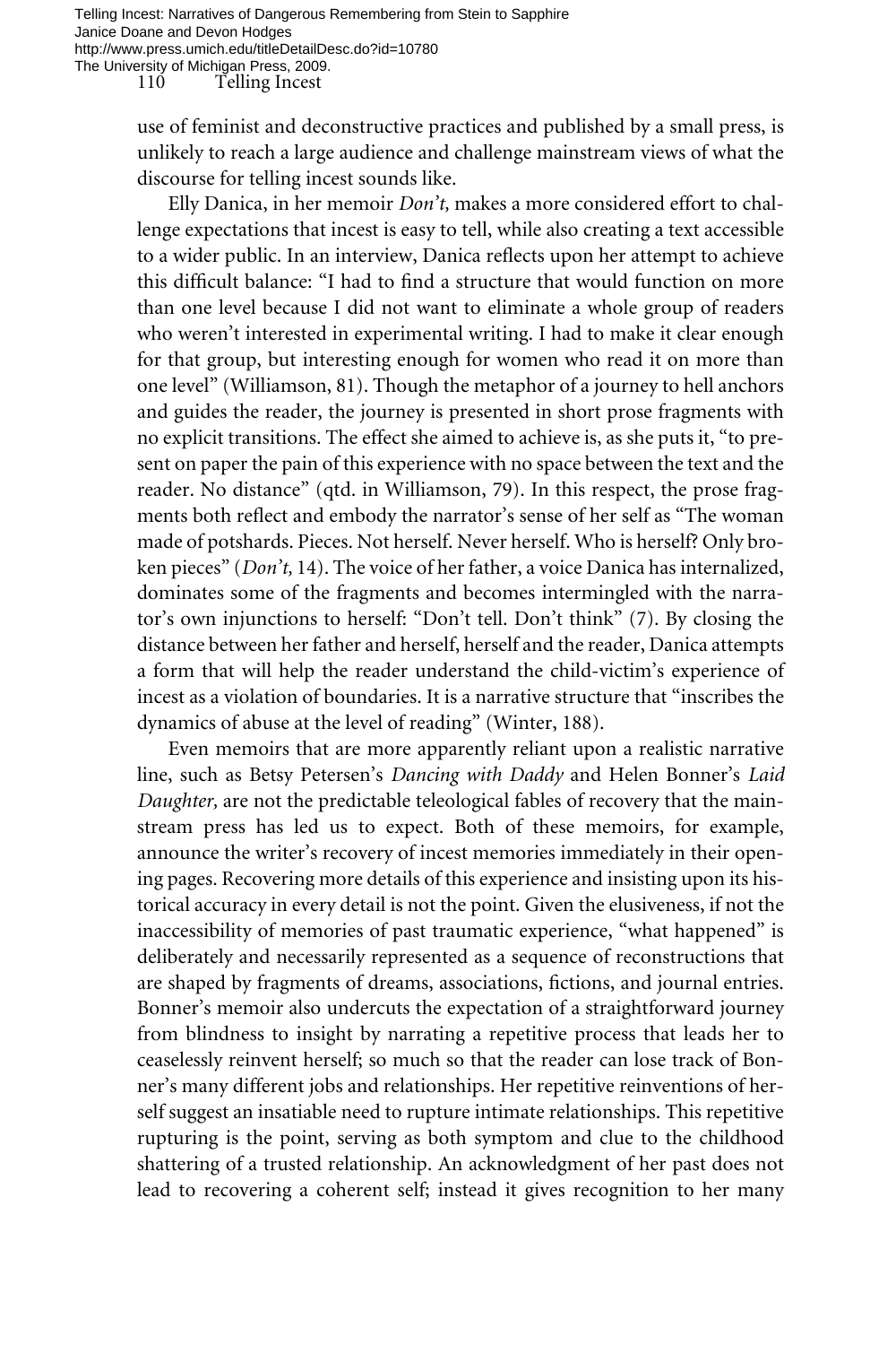use of feminist and deconstructive practices and published by a small press, is unlikely to reach a large audience and challenge mainstream views of what the discourse for telling incest sounds like.

Elly Danica, in her memoir *Don't,* makes a more considered effort to challenge expectations that incest is easy to tell, while also creating a text accessible to a wider public. In an interview, Danica reflects upon her attempt to achieve this difficult balance: "I had to find a structure that would function on more than one level because I did not want to eliminate a whole group of readers who weren't interested in experimental writing. I had to make it clear enough for that group, but interesting enough for women who read it on more than one level" (Williamson, 81). Though the metaphor of a journey to hell anchors and guides the reader, the journey is presented in short prose fragments with no explicit transitions. The effect she aimed to achieve is, as she puts it, "to present on paper the pain of this experience with no space between the text and the reader. No distance" (qtd. in Williamson, 79). In this respect, the prose fragments both reflect and embody the narrator's sense of her self as "The woman made of potshards. Pieces. Not herself. Never herself. Who is herself? Only broken pieces" (*Don't,* 14). The voice of her father, a voice Danica has internalized, dominates some of the fragments and becomes intermingled with the narrator's own injunctions to herself: "Don't tell. Don't think" (7). By closing the distance between her father and herself, herself and the reader, Danica attempts a form that will help the reader understand the child-victim's experience of incest as a violation of boundaries. It is a narrative structure that "inscribes the dynamics of abuse at the level of reading" (Winter, 188).

Even memoirs that are more apparently reliant upon a realistic narrative line, such as Betsy Petersen's *Dancing with Daddy* and Helen Bonner's *Laid Daughter,* are not the predictable teleological fables of recovery that the mainstream press has led us to expect. Both of these memoirs, for example, announce the writer's recovery of incest memories immediately in their opening pages. Recovering more details of this experience and insisting upon its historical accuracy in every detail is not the point. Given the elusiveness, if not the inaccessibility of memories of past traumatic experience, "what happened" is deliberately and necessarily represented as a sequence of reconstructions that are shaped by fragments of dreams, associations, fictions, and journal entries. Bonner's memoir also undercuts the expectation of a straightforward journey from blindness to insight by narrating a repetitive process that leads her to ceaselessly reinvent herself; so much so that the reader can lose track of Bonner's many different jobs and relationships. Her repetitive reinventions of herself suggest an insatiable need to rupture intimate relationships. This repetitive rupturing is the point, serving as both symptom and clue to the childhood shattering of a trusted relationship. An acknowledgment of her past does not lead to recovering a coherent self; instead it gives recognition to her many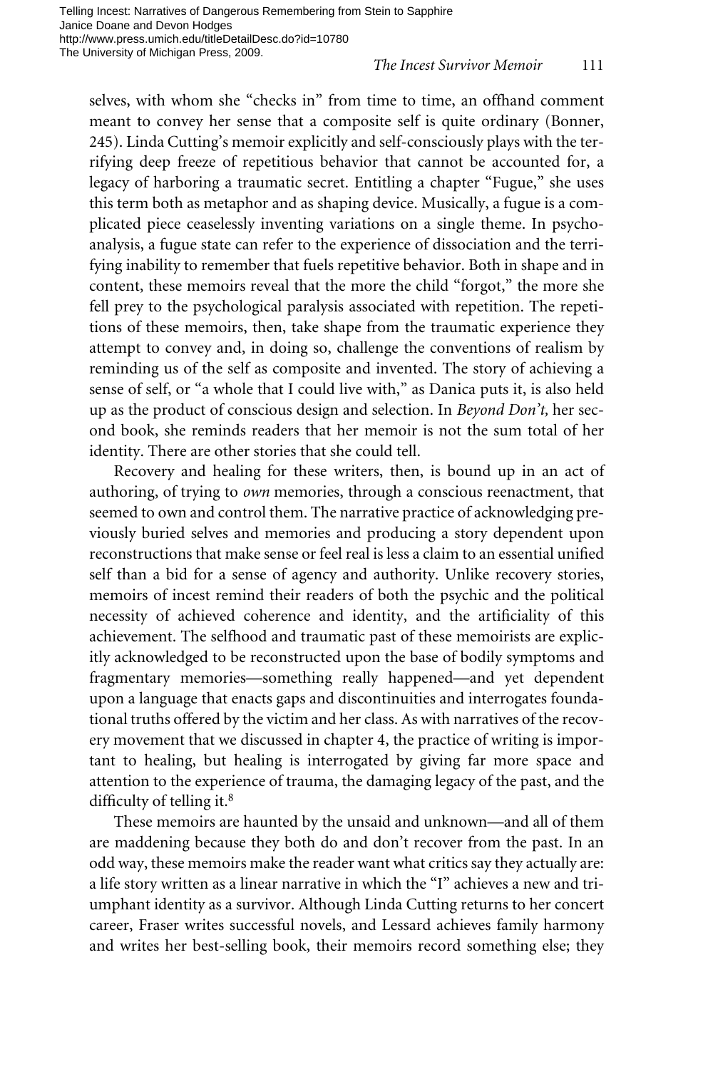selves, with whom she "checks in" from time to time, an offhand comment meant to convey her sense that a composite self is quite ordinary (Bonner, 245). Linda Cutting's memoir explicitly and self-consciously plays with the terrifying deep freeze of repetitious behavior that cannot be accounted for, a legacy of harboring a traumatic secret. Entitling a chapter "Fugue," she uses this term both as metaphor and as shaping device. Musically, a fugue is a complicated piece ceaselessly inventing variations on a single theme. In psychoanalysis, a fugue state can refer to the experience of dissociation and the terrifying inability to remember that fuels repetitive behavior. Both in shape and in content, these memoirs reveal that the more the child "forgot," the more she fell prey to the psychological paralysis associated with repetition. The repetitions of these memoirs, then, take shape from the traumatic experience they attempt to convey and, in doing so, challenge the conventions of realism by reminding us of the self as composite and invented. The story of achieving a sense of self, or "a whole that I could live with," as Danica puts it, is also held up as the product of conscious design and selection. In *Beyond Don't,* her second book, she reminds readers that her memoir is not the sum total of her identity. There are other stories that she could tell.

Recovery and healing for these writers, then, is bound up in an act of authoring, of trying to *own* memories, through a conscious reenactment, that seemed to own and control them. The narrative practice of acknowledging previously buried selves and memories and producing a story dependent upon reconstructions that make sense or feel real is less a claim to an essential unified self than a bid for a sense of agency and authority. Unlike recovery stories, memoirs of incest remind their readers of both the psychic and the political necessity of achieved coherence and identity, and the artificiality of this achievement. The selfhood and traumatic past of these memoirists are explicitly acknowledged to be reconstructed upon the base of bodily symptoms and fragmentary memories—something really happened—and yet dependent upon a language that enacts gaps and discontinuities and interrogates foundational truths offered by the victim and her class. As with narratives of the recovery movement that we discussed in chapter 4, the practice of writing is important to healing, but healing is interrogated by giving far more space and attention to the experience of trauma, the damaging legacy of the past, and the difficulty of telling it.[8]

These memoirs are haunted by the unsaid and unknown—and all of them are maddening because they both do and don't recover from the past. In an odd way, these memoirs make the reader want what critics say they actually are: a life story written as a linear narrative in which the "I" achieves a new and triumphant identity as a survivor. Although Linda Cutting returns to her concert career, Fraser writes successful novels, and Lessard achieves family harmony and writes her best-selling book, their memoirs record something else; they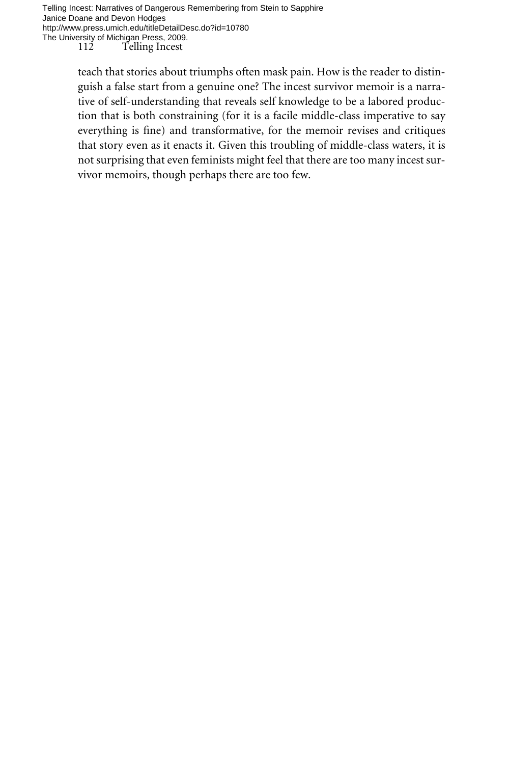teach that stories about triumphs often mask pain. How is the reader to distinguish a false start from a genuine one? The incest survivor memoir is a narrative of self-understanding that reveals self knowledge to be a labored production that is both constraining (for it is a facile middle-class imperative to say everything is fine) and transformative, for the memoir revises and critiques that story even as it enacts it. Given this troubling of middle-class waters, it is not surprising that even feminists might feel that there are too many incest survivor memoirs, though perhaps there are too few.